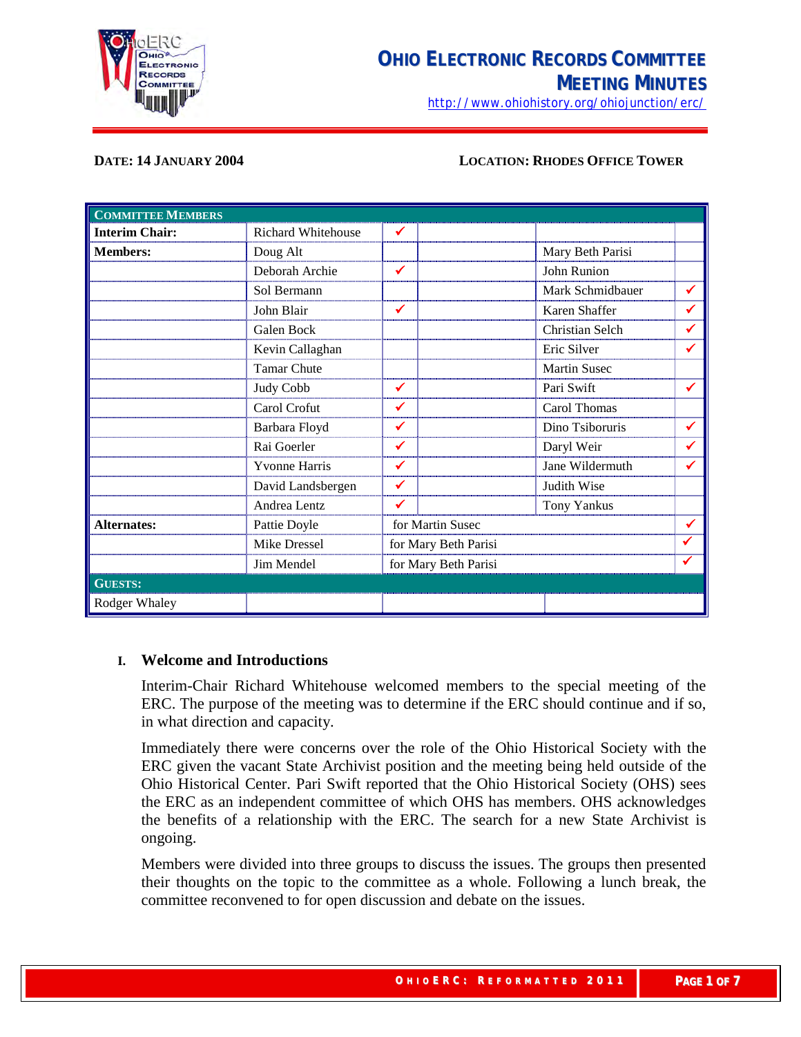# Ohio Electronic Records Committee Meeting Minutes

http://www.ohiohistory.org/ohiojunction/erc/

**Date: 14 January 2004** **Location: Rhodes Office Tower**

| Committee Members | | | | | |
|---|---|---|---|---|---|
| **Interim Chair:** | Richard Whitehouse | ✔ | | | |
| **Members:** | Doug Alt | | | Mary Beth Parisi | |
| | Deborah Archie | ✔ | | John Runion | |
| | Sol Bermann | | | Mark Schmidbauer | ✔ |
| | John Blair | ✔ | | Karen Shaffer | ✔ |
| | Galen Bock | | | Christian Selch | ✔ |
| | Kevin Callaghan | | | Eric Silver | ✔ |
| | Tamar Chute | | | Martin Susec | |
| | Judy Cobb | ✔ | | Pari Swift | ✔ |
| | Carol Crofut | ✔ | | Carol Thomas | |
| | Barbara Floyd | ✔ | | Dino Tsiboruris | ✔ |
| | Rai Goerler | ✔ | | Daryl Weir | ✔ |
| | Yvonne Harris | ✔ | | Jane Wildermuth | ✔ |
| | David Landsbergen | ✔ | | Judith Wise | |
| | Andrea Lentz | ✔ | | Tony Yankus | |
| **Alternates:** | Pattie Doyle | for Martin Susec | | | ✔ |
| | Mike Dressel | for Mary Beth Parisi | | | ✔ |
| | Jim Mendel | for Mary Beth Parisi | | | ✔ |
| **Guests:** | | | | | |
| Rodger Whaley | | | | | |

## I. Welcome and Introductions

Interim-Chair Richard Whitehouse welcomed members to the special meeting of the ERC. The purpose of the meeting was to determine if the ERC should continue and if so, in what direction and capacity.

Immediately there were concerns over the role of the Ohio Historical Society with the ERC given the vacant State Archivist position and the meeting being held outside of the Ohio Historical Center. Pari Swift reported that the Ohio Historical Society (OHS) sees the ERC as an independent committee of which OHS has members. OHS acknowledges the benefits of a relationship with the ERC. The search for a new State Archivist is ongoing.

Members were divided into three groups to discuss the issues. The groups then presented their thoughts on the topic to the committee as a whole. Following a lunch break, the committee reconvened to for open discussion and debate on the issues.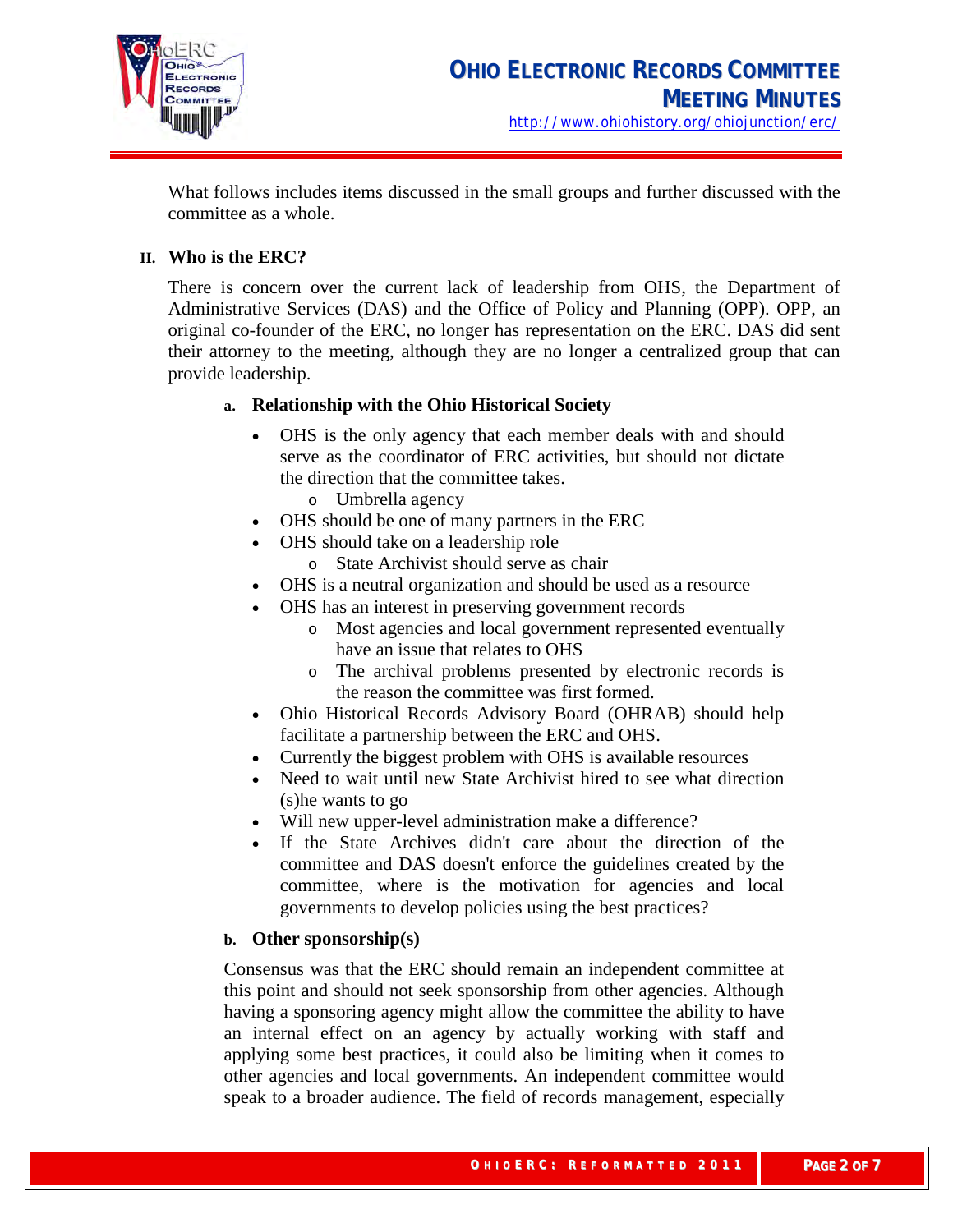What follows includes items discussed in the small groups and further discussed with the committee as a whole.

## II. Who is the ERC?

There is concern over the current lack of leadership from OHS, the Department of Administrative Services (DAS) and the Office of Policy and Planning (OPP). OPP, an original co-founder of the ERC, no longer has representation on the ERC. DAS did sent their attorney to the meeting, although they are no longer a centralized group that can provide leadership.

### a. Relationship with the Ohio Historical Society

- OHS is the only agency that each member deals with and should serve as the coordinator of ERC activities, but should not dictate the direction that the committee takes.
  - Umbrella agency
- OHS should be one of many partners in the ERC
- OHS should take on a leadership role
  - State Archivist should serve as chair
- OHS is a neutral organization and should be used as a resource
- OHS has an interest in preserving government records
  - Most agencies and local government represented eventually have an issue that relates to OHS
  - The archival problems presented by electronic records is the reason the committee was first formed.
- Ohio Historical Records Advisory Board (OHRAB) should help facilitate a partnership between the ERC and OHS.
- Currently the biggest problem with OHS is available resources
- Need to wait until new State Archivist hired to see what direction (s)he wants to go
- Will new upper-level administration make a difference?
- If the State Archives didn't care about the direction of the committee and DAS doesn't enforce the guidelines created by the committee, where is the motivation for agencies and local governments to develop policies using the best practices?

### b. Other sponsorship(s)

Consensus was that the ERC should remain an independent committee at this point and should not seek sponsorship from other agencies. Although having a sponsoring agency might allow the committee the ability to have an internal effect on an agency by actually working with staff and applying some best practices, it could also be limiting when it comes to other agencies and local governments. An independent committee would speak to a broader audience. The field of records management, especially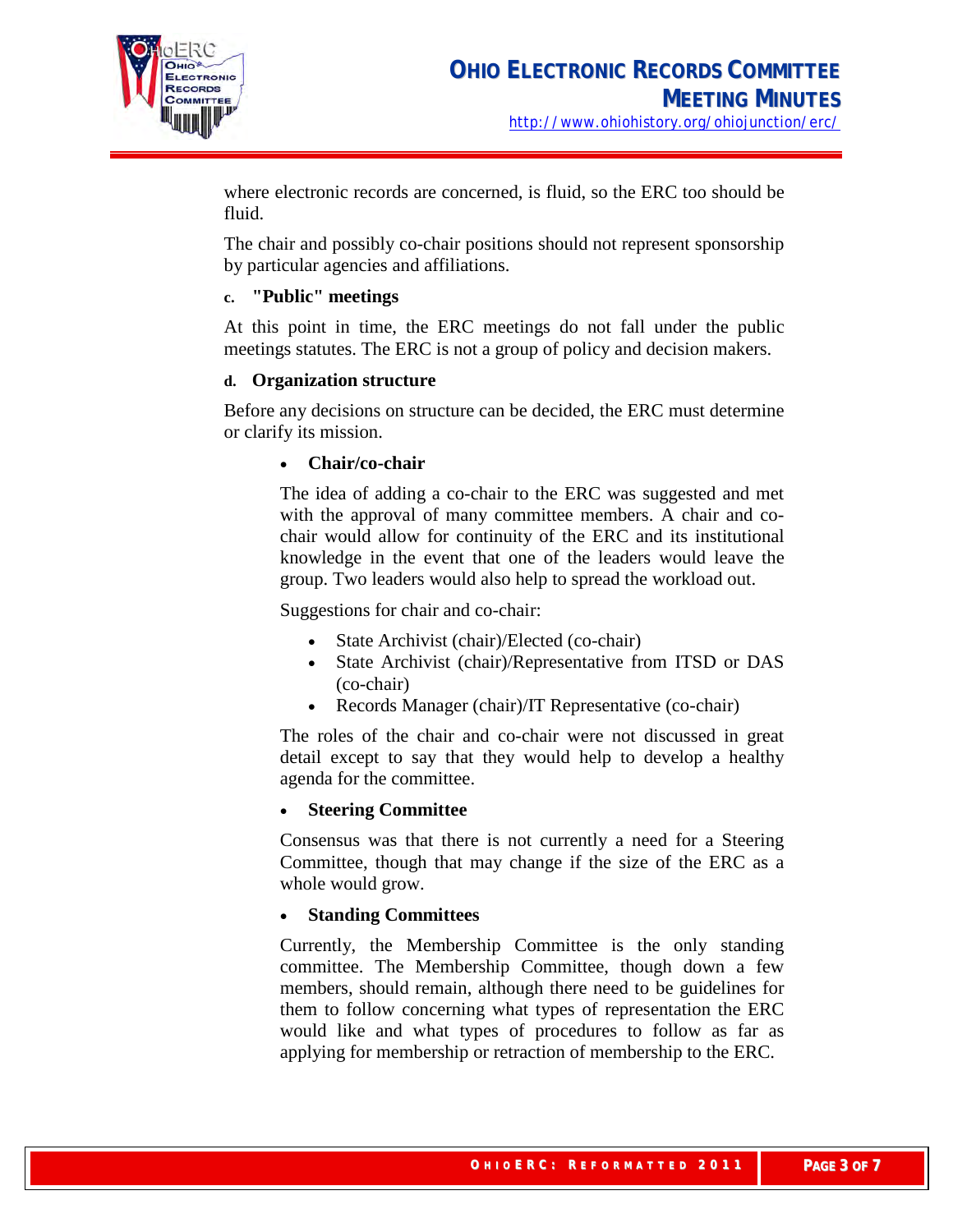where electronic records are concerned, is fluid, so the ERC too should be fluid.

The chair and possibly co-chair positions should not represent sponsorship by particular agencies and affiliations.

#### c. "Public" meetings

At this point in time, the ERC meetings do not fall under the public meetings statutes. The ERC is not a group of policy and decision makers.

#### d. Organization structure

Before any decisions on structure can be decided, the ERC must determine or clarify its mission.

- **Chair/co-chair**

  The idea of adding a co-chair to the ERC was suggested and met with the approval of many committee members. A chair and co-chair would allow for continuity of the ERC and its institutional knowledge in the event that one of the leaders would leave the group. Two leaders would also help to spread the workload out.

  Suggestions for chair and co-chair:

  - State Archivist (chair)/Elected (co-chair)
  - State Archivist (chair)/Representative from ITSD or DAS (co-chair)
  - Records Manager (chair)/IT Representative (co-chair)

  The roles of the chair and co-chair were not discussed in great detail except to say that they would help to develop a healthy agenda for the committee.

- **Steering Committee**

  Consensus was that there is not currently a need for a Steering Committee, though that may change if the size of the ERC as a whole would grow.

- **Standing Committees**

  Currently, the Membership Committee is the only standing committee. The Membership Committee, though down a few members, should remain, although there need to be guidelines for them to follow concerning what types of representation the ERC would like and what types of procedures to follow as far as applying for membership or retraction of membership to the ERC.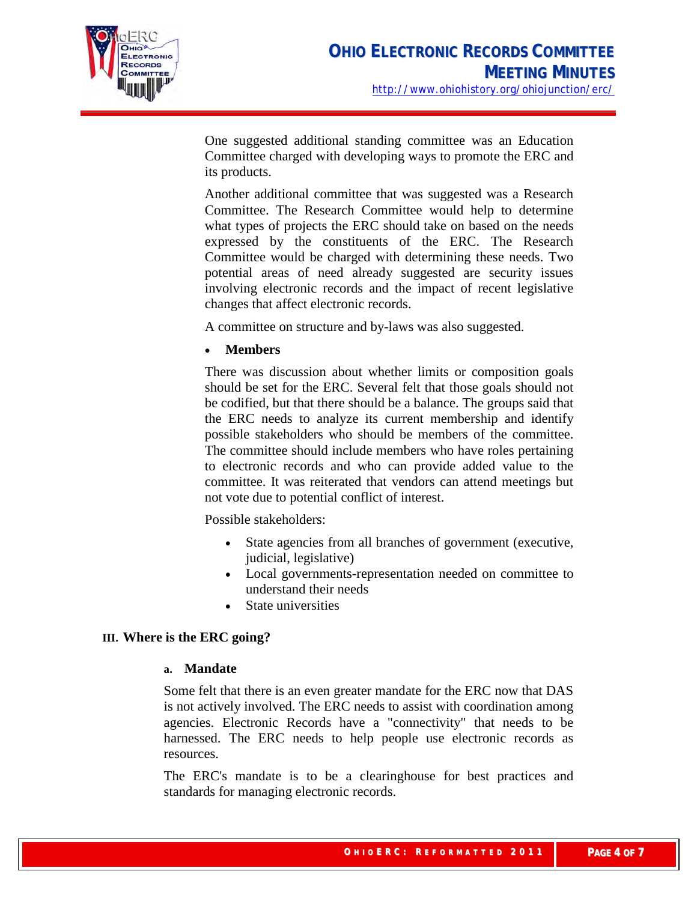One suggested additional standing committee was an Education Committee charged with developing ways to promote the ERC and its products.

Another additional committee that was suggested was a Research Committee. The Research Committee would help to determine what types of projects the ERC should take on based on the needs expressed by the constituents of the ERC. The Research Committee would be charged with determining these needs. Two potential areas of need already suggested are security issues involving electronic records and the impact of recent legislative changes that affect electronic records.

A committee on structure and by-laws was also suggested.

- **Members**

There was discussion about whether limits or composition goals should be set for the ERC. Several felt that those goals should not be codified, but that there should be a balance. The groups said that the ERC needs to analyze its current membership and identify possible stakeholders who should be members of the committee. The committee should include members who have roles pertaining to electronic records and who can provide added value to the committee. It was reiterated that vendors can attend meetings but not vote due to potential conflict of interest.

Possible stakeholders:

- State agencies from all branches of government (executive, judicial, legislative)
- Local governments-representation needed on committee to understand their needs
- State universities

## III. Where is the ERC going?

### a. Mandate

Some felt that there is an even greater mandate for the ERC now that DAS is not actively involved. The ERC needs to assist with coordination among agencies. Electronic Records have a "connectivity" that needs to be harnessed. The ERC needs to help people use electronic records as resources.

The ERC's mandate is to be a clearinghouse for best practices and standards for managing electronic records.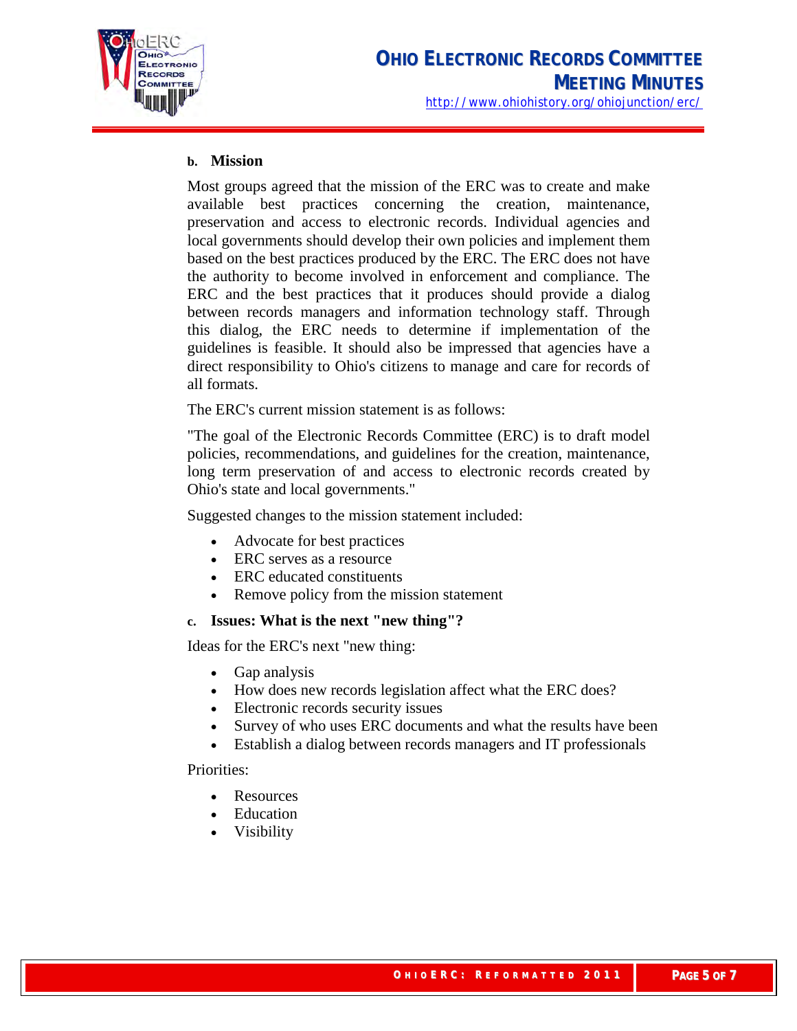### b. Mission

Most groups agreed that the mission of the ERC was to create and make available best practices concerning the creation, maintenance, preservation and access to electronic records. Individual agencies and local governments should develop their own policies and implement them based on the best practices produced by the ERC. The ERC does not have the authority to become involved in enforcement and compliance. The ERC and the best practices that it produces should provide a dialog between records managers and information technology staff. Through this dialog, the ERC needs to determine if implementation of the guidelines is feasible. It should also be impressed that agencies have a direct responsibility to Ohio's citizens to manage and care for records of all formats.

The ERC's current mission statement is as follows:

"The goal of the Electronic Records Committee (ERC) is to draft model policies, recommendations, and guidelines for the creation, maintenance, long term preservation of and access to electronic records created by Ohio's state and local governments."

Suggested changes to the mission statement included:

- Advocate for best practices
- ERC serves as a resource
- ERC educated constituents
- Remove policy from the mission statement

### c. Issues: What is the next "new thing"?

Ideas for the ERC's next "new thing:

- Gap analysis
- How does new records legislation affect what the ERC does?
- Electronic records security issues
- Survey of who uses ERC documents and what the results have been
- Establish a dialog between records managers and IT professionals

Priorities:

- Resources
- Education
- Visibility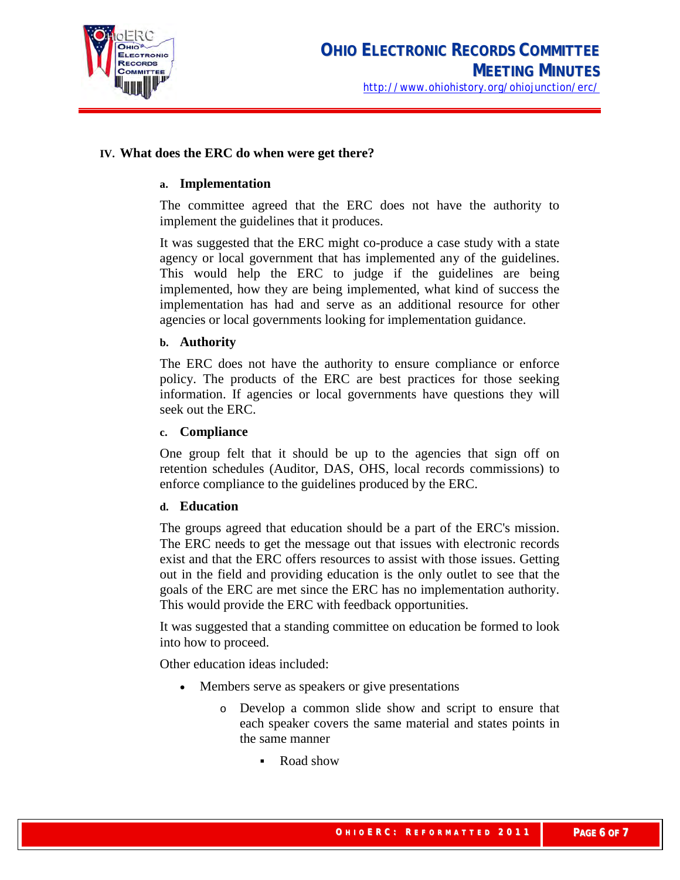## IV. What does the ERC do when were get there?

### a. Implementation

The committee agreed that the ERC does not have the authority to implement the guidelines that it produces.

It was suggested that the ERC might co-produce a case study with a state agency or local government that has implemented any of the guidelines. This would help the ERC to judge if the guidelines are being implemented, how they are being implemented, what kind of success the implementation has had and serve as an additional resource for other agencies or local governments looking for implementation guidance.

### b. Authority

The ERC does not have the authority to ensure compliance or enforce policy. The products of the ERC are best practices for those seeking information. If agencies or local governments have questions they will seek out the ERC.

### c. Compliance

One group felt that it should be up to the agencies that sign off on retention schedules (Auditor, DAS, OHS, local records commissions) to enforce compliance to the guidelines produced by the ERC.

### d. Education

The groups agreed that education should be a part of the ERC's mission. The ERC needs to get the message out that issues with electronic records exist and that the ERC offers resources to assist with those issues. Getting out in the field and providing education is the only outlet to see that the goals of the ERC are met since the ERC has no implementation authority. This would provide the ERC with feedback opportunities.

It was suggested that a standing committee on education be formed to look into how to proceed.

Other education ideas included:

- Members serve as speakers or give presentations
  - Develop a common slide show and script to ensure that each speaker covers the same material and states points in the same manner
    - Road show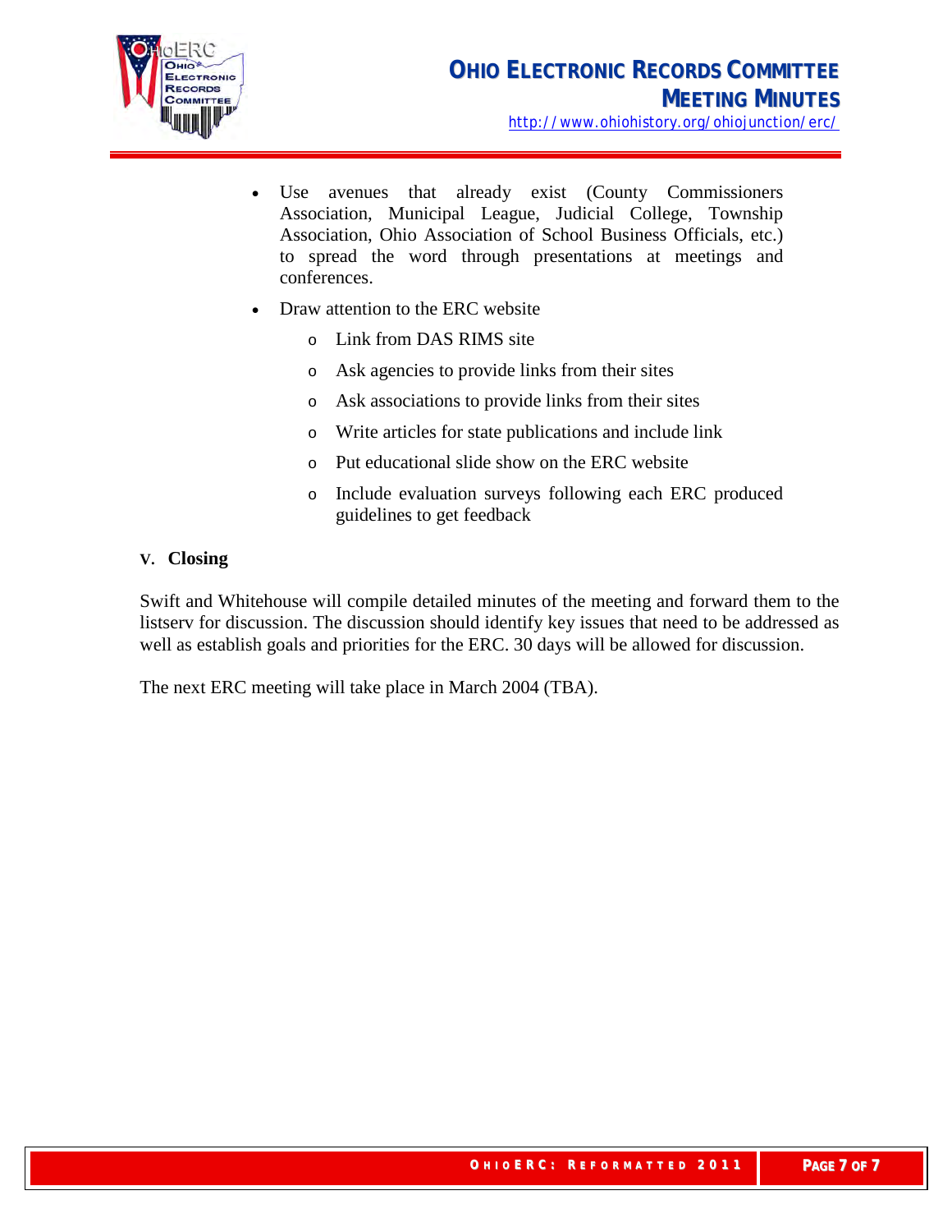- Use avenues that already exist (County Commissioners Association, Municipal League, Judicial College, Township Association, Ohio Association of School Business Officials, etc.) to spread the word through presentations at meetings and conferences.
- Draw attention to the ERC website
  - Link from DAS RIMS site
  - Ask agencies to provide links from their sites
  - Ask associations to provide links from their sites
  - Write articles for state publications and include link
  - Put educational slide show on the ERC website
  - Include evaluation surveys following each ERC produced guidelines to get feedback

## V. Closing

Swift and Whitehouse will compile detailed minutes of the meeting and forward them to the listserv for discussion. The discussion should identify key issues that need to be addressed as well as establish goals and priorities for the ERC. 30 days will be allowed for discussion.

The next ERC meeting will take place in March 2004 (TBA).